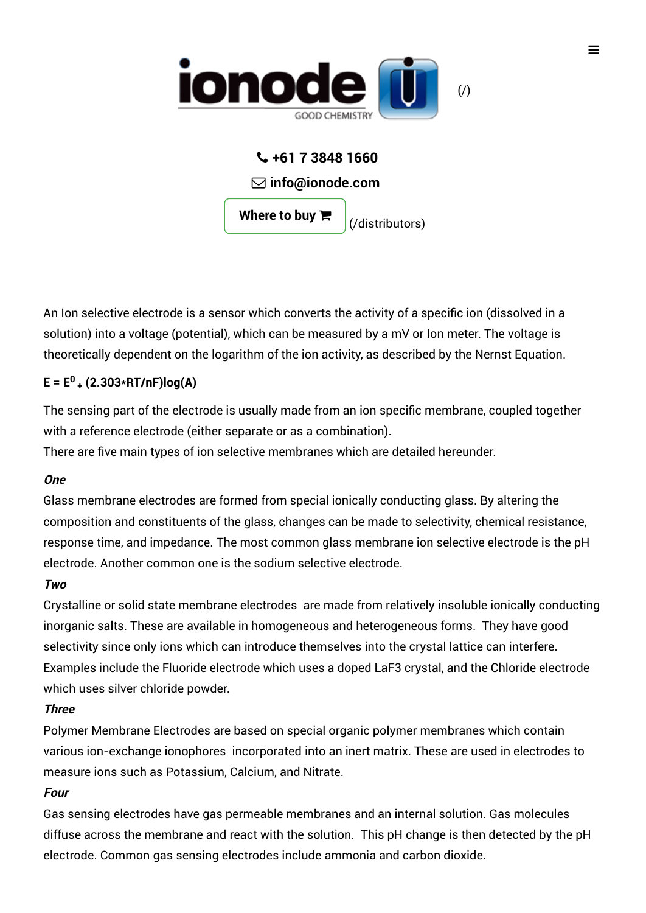ionode GOOD CHEMISTRY (/)

**+61 7 3848 1660**

**info@ionode.com**

**Where to buy** (/distributors)

An Ion selective electrode is a sensor which converts the activity of a specific ion (dissolved in a solution) into a voltage (potential), which can be measured by a mV or Ion meter. The voltage is theoretically dependent on the logarithm of the ion activity, as described by the Nernst Equation.

$$E = E^0 + (2.303*RT/nF)\log(A)$$

The sensing part of the electrode is usually made from an ion specific membrane, coupled together with a reference electrode (either separate or as a combination).
There are five main types of ion selective membranes which are detailed hereunder.

***One***
Glass membrane electrodes are formed from special ionically conducting glass. By altering the composition and constituents of the glass, changes can be made to selectivity, chemical resistance, response time, and impedance. The most common glass membrane ion selective electrode is the pH electrode. Another common one is the sodium selective electrode.

***Two***
Crystalline or solid state membrane electrodes are made from relatively insoluble ionically conducting inorganic salts. These are available in homogeneous and heterogeneous forms. They have good selectivity since only ions which can introduce themselves into the crystal lattice can interfere. Examples include the Fluoride electrode which uses a doped $LaF_3$ crystal, and the Chloride electrode which uses silver chloride powder.

***Three***
Polymer Membrane Electrodes are based on special organic polymer membranes which contain various ion-exchange ionophores incorporated into an inert matrix. These are used in electrodes to measure ions such as Potassium, Calcium, and Nitrate.

***Four***
Gas sensing electrodes have gas permeable membranes and an internal solution. Gas molecules diffuse across the membrane and react with the solution. This pH change is then detected by the pH electrode. Common gas sensing electrodes include ammonia and carbon dioxide.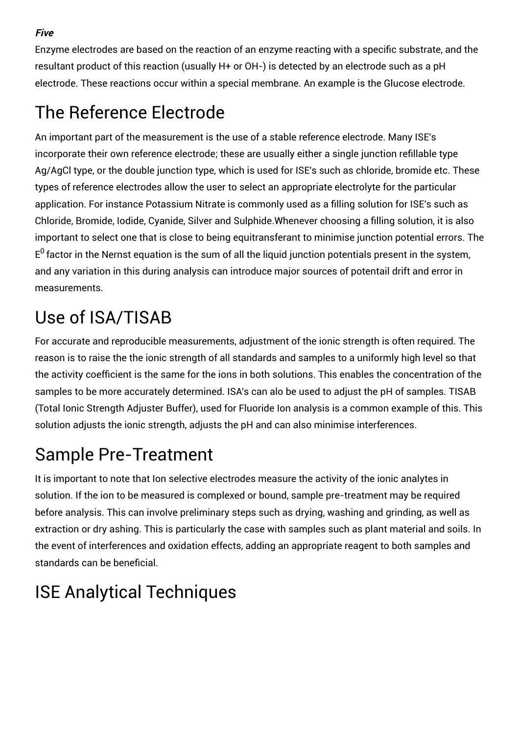***Five***

Enzyme electrodes are based on the reaction of an enzyme reacting with a specific substrate, and the resultant product of this reaction (usually $H^+$ or $OH^-$) is detected by an electrode such as a pH electrode. These reactions occur within a special membrane. An example is the Glucose electrode.

# The Reference Electrode

An important part of the measurement is the use of a stable reference electrode. Many ISE's incorporate their own reference electrode; these are usually either a single junction refillable type Ag/AgCl type, or the double junction type, which is used for ISE's such as chloride, bromide etc. These types of reference electrodes allow the user to select an appropriate electrolyte for the particular application. For instance Potassium Nitrate is commonly used as a filling solution for ISE's such as Chloride, Bromide, Iodide, Cyanide, Silver and Sulphide.Whenever choosing a filling solution, it is also important to select one that is close to being equitransferant to minimise junction potential errors. The $E^0$ factor in the Nernst equation is the sum of all the liquid junction potentials present in the system, and any variation in this during analysis can introduce major sources of potentail drift and error in measurements.

# Use of ISA/TISAB

For accurate and reproducible measurements, adjustment of the ionic strength is often required. The reason is to raise the the ionic strength of all standards and samples to a uniformly high level so that the activity coefficient is the same for the ions in both solutions. This enables the concentration of the samples to be more accurately determined. ISA's can alo be used to adjust the pH of samples. TISAB (Total Ionic Strength Adjuster Buffer), used for Fluoride Ion analysis is a common example of this. This solution adjusts the ionic strength, adjusts the pH and can also minimise interferences.

# Sample Pre-Treatment

It is important to note that Ion selective electrodes measure the activity of the ionic analytes in solution. If the ion to be measured is complexed or bound, sample pre-treatment may be required before analysis. This can involve preliminary steps such as drying, washing and grinding, as well as extraction or dry ashing. This is particularly the case with samples such as plant material and soils. In the event of interferences and oxidation effects, adding an appropriate reagent to both samples and standards can be beneficial.

# ISE Analytical Techniques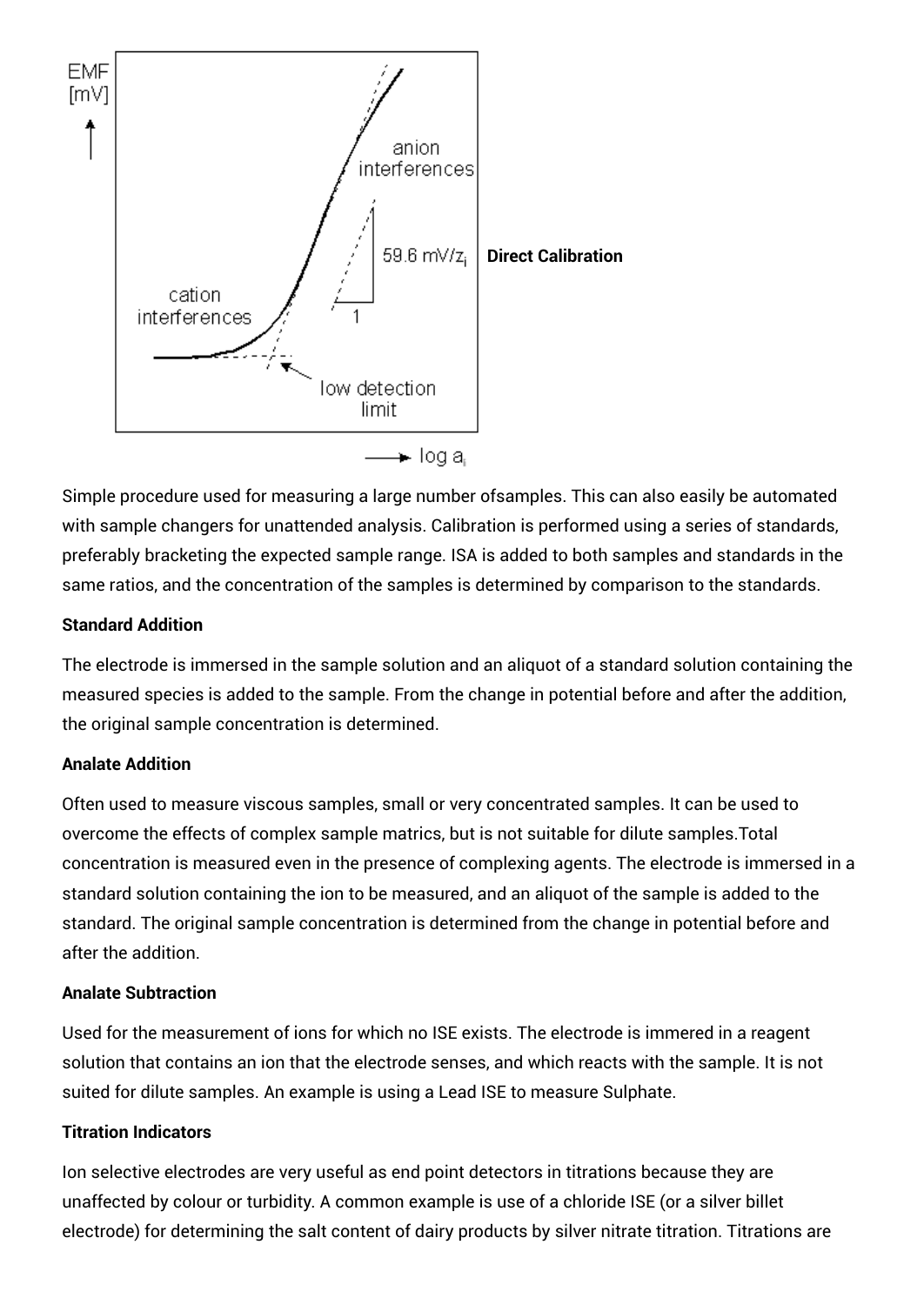**Direct Calibration**

Simple procedure used for measuring a large number ofsamples. This can also easily be automated with sample changers for unattended analysis. Calibration is performed using a series of standards, preferably bracketing the expected sample range. ISA is added to both samples and standards in the same ratios, and the concentration of the samples is determined by comparison to the standards.

**Standard Addition**

The electrode is immersed in the sample solution and an aliquot of a standard solution containing the measured species is added to the sample. From the change in potential before and after the addition, the original sample concentration is determined.

**Analate Addition**

Often used to measure viscous samples, small or very concentrated samples. It can be used to overcome the effects of complex sample matrics, but is not suitable for dilute samples.Total concentration is measured even in the presence of complexing agents. The electrode is immersed in a standard solution containing the ion to be measured, and an aliquot of the sample is added to the standard. The original sample concentration is determined from the change in potential before and after the addition.

**Analate Subtraction**

Used for the measurement of ions for which no ISE exists. The electrode is immered in a reagent solution that contains an ion that the electrode senses, and which reacts with the sample. It is not suited for dilute samples. An example is using a Lead ISE to measure Sulphate.

**Titration Indicators**

Ion selective electrodes are very useful as end point detectors in titrations because they are unaffected by colour or turbidity. A common example is use of a chloride ISE (or a silver billet electrode) for determining the salt content of dairy products by silver nitrate titration. Titrations are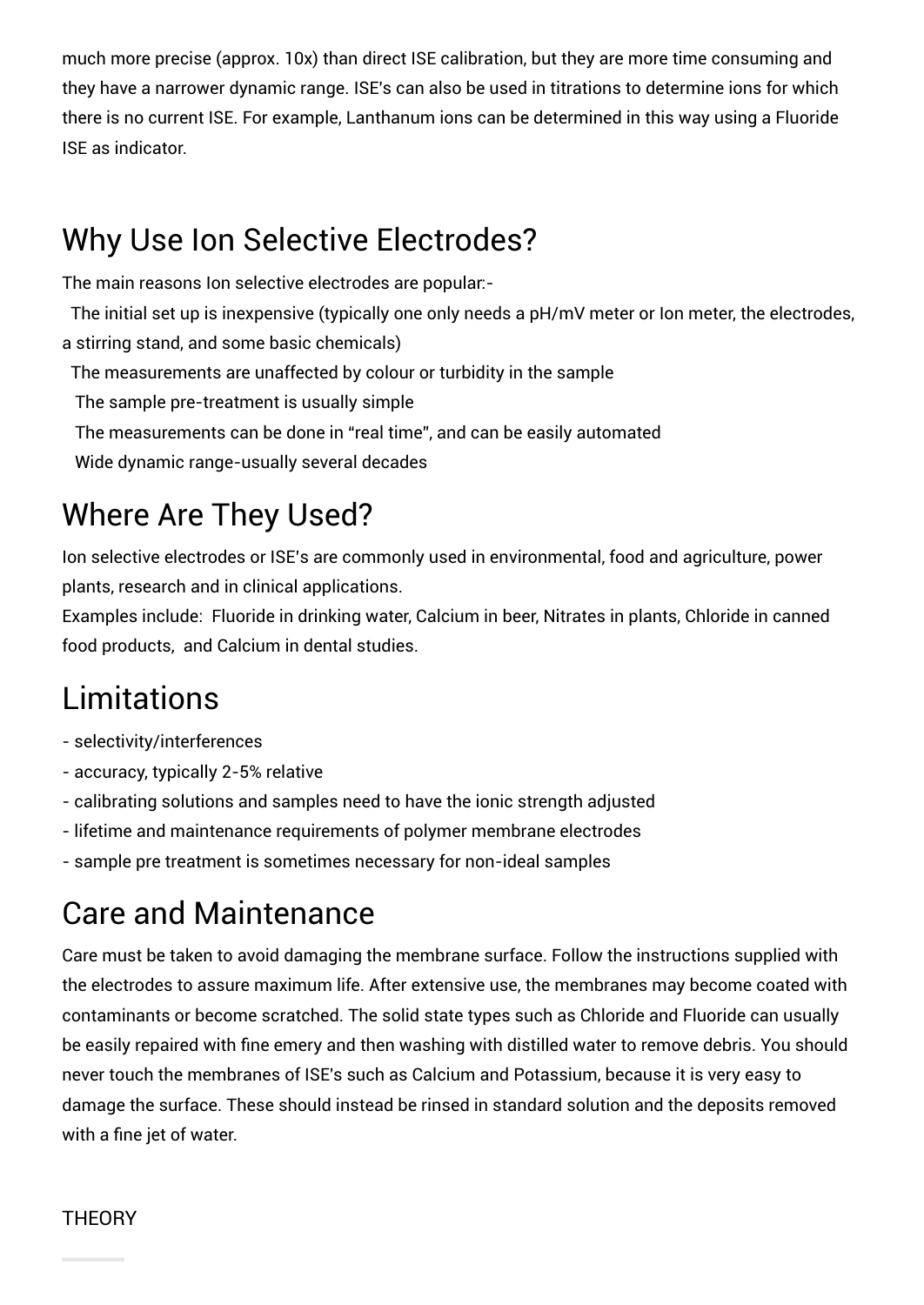much more precise (approx. 10x) than direct ISE calibration, but they are more time consuming and they have a narrower dynamic range. ISE's can also be used in titrations to determine ions for which there is no current ISE. For example, Lanthanum ions can be determined in this way using a Fluoride ISE as indicator.

## Why Use Ion Selective Electrodes?

The main reasons Ion selective electrodes are popular:-

- The initial set up is inexpensive (typically one only needs a pH/mV meter or Ion meter, the electrodes, a stirring stand, and some basic chemicals)
- The measurements are unaffected by colour or turbidity in the sample
- The sample pre-treatment is usually simple
- The measurements can be done in "real time", and can be easily automated
- Wide dynamic range-usually several decades

## Where Are They Used?

Ion selective electrodes or ISE's are commonly used in environmental, food and agriculture, power plants, research and in clinical applications.
Examples include: Fluoride in drinking water, Calcium in beer, Nitrates in plants, Chloride in canned food products, and Calcium in dental studies.

## Limitations

- selectivity/interferences
- accuracy, typically 2-5% relative
- calibrating solutions and samples need to have the ionic strength adjusted
- lifetime and maintenance requirements of polymer membrane electrodes
- sample pre treatment is sometimes necessary for non-ideal samples

## Care and Maintenance

Care must be taken to avoid damaging the membrane surface. Follow the instructions supplied with the electrodes to assure maximum life. After extensive use, the membranes may become coated with contaminants or become scratched. The solid state types such as Chloride and Fluoride can usually be easily repaired with fine emery and then washing with distilled water to remove debris. You should never touch the membranes of ISE's such as Calcium and Potassium, because it is very easy to damage the surface. These should instead be rinsed in standard solution and the deposits removed with a fine jet of water.

THEORY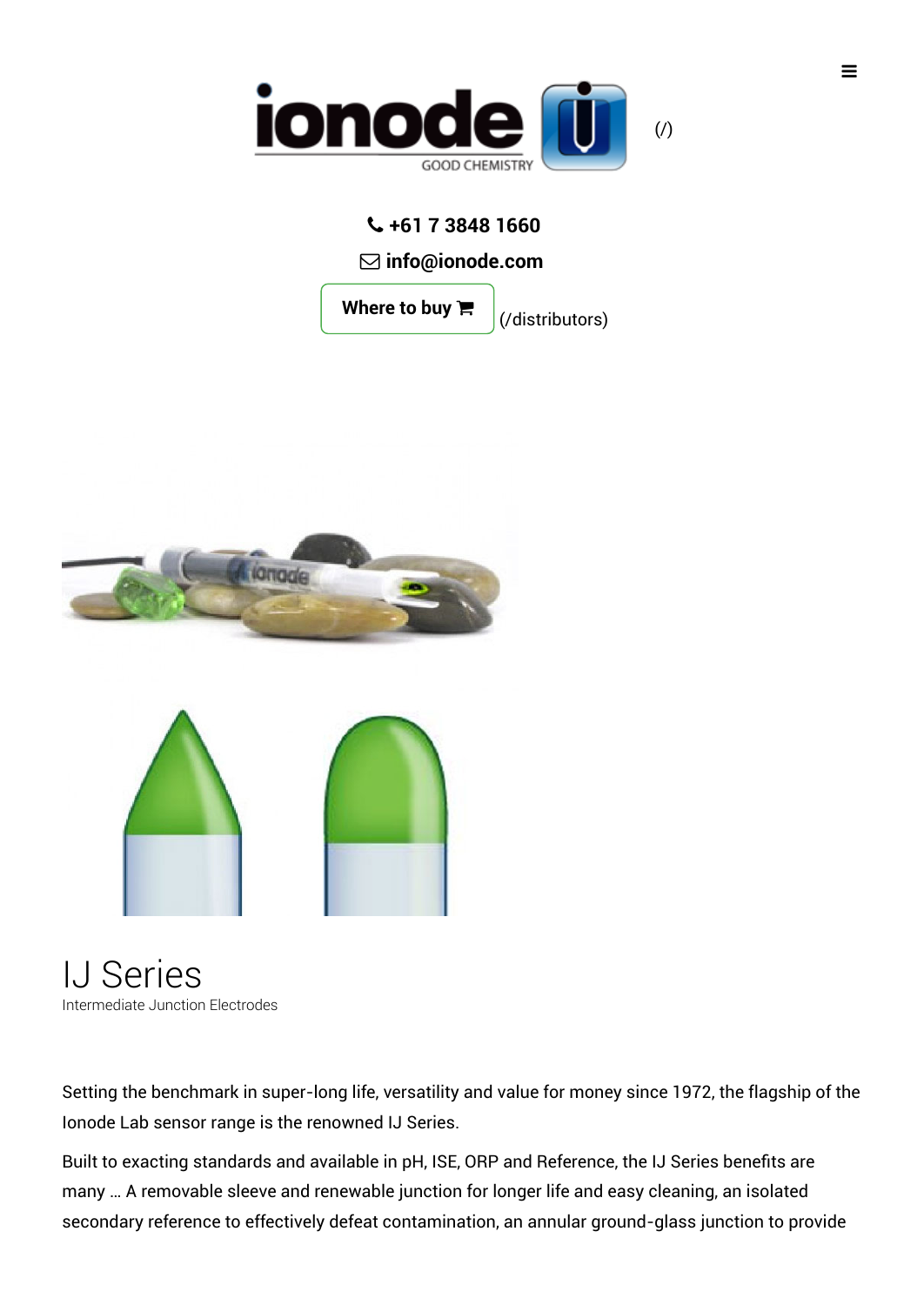(/)

+61 7 3848 1660

info@ionode.com

Where to buy (/distributors)

# IJ Series

Intermediate Junction Electrodes

Setting the benchmark in super-long life, versatility and value for money since 1972, the flagship of the Ionode Lab sensor range is the renowned IJ Series.

Built to exacting standards and available in pH, ISE, ORP and Reference, the IJ Series benefits are many … A removable sleeve and renewable junction for longer life and easy cleaning, an isolated secondary reference to effectively defeat contamination, an annular ground-glass junction to provide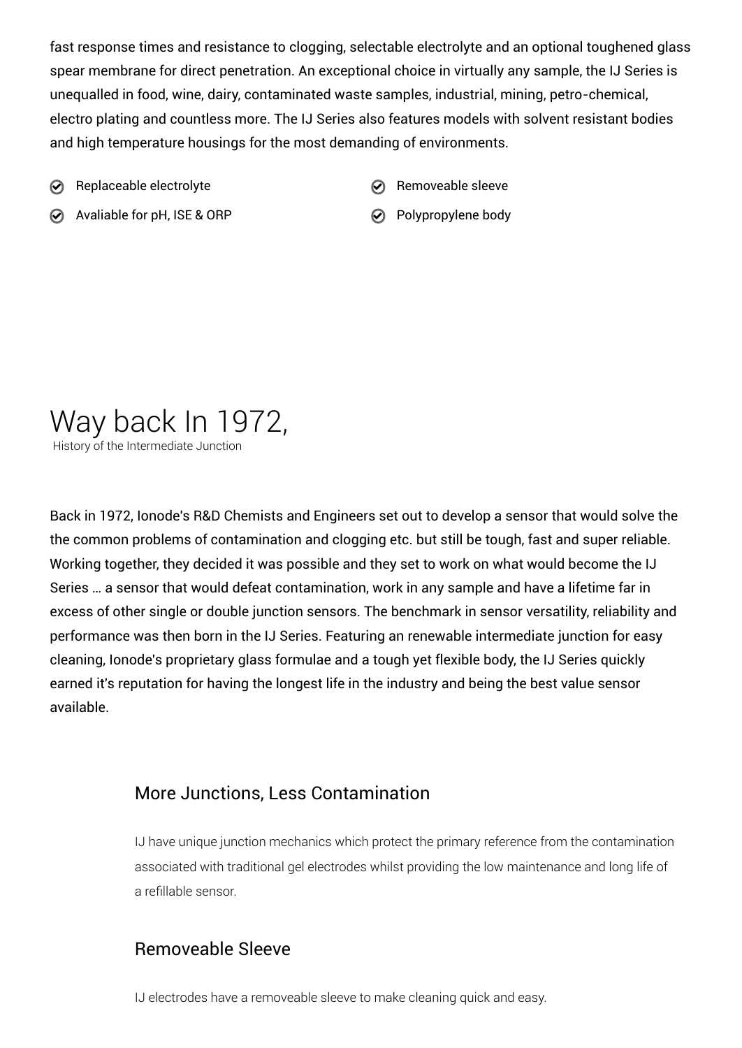fast response times and resistance to clogging, selectable electrolyte and an optional toughened glass spear membrane for direct penetration. An exceptional choice in virtually any sample, the IJ Series is unequalled in food, wine, dairy, contaminated waste samples, industrial, mining, petro-chemical, electro plating and countless more. The IJ Series also features models with solvent resistant bodies and high temperature housings for the most demanding of environments.

- Replaceable electrolyte
- Removeable sleeve
- Avaliable for pH, ISE & ORP
- Polypropylene body

# Way back In 1972,

History of the Intermediate Junction

Back in 1972, Ionode's R&D Chemists and Engineers set out to develop a sensor that would solve the the common problems of contamination and clogging etc. but still be tough, fast and super reliable. Working together, they decided it was possible and they set to work on what would become the IJ Series … a sensor that would defeat contamination, work in any sample and have a lifetime far in excess of other single or double junction sensors. The benchmark in sensor versatility, reliability and performance was then born in the IJ Series. Featuring an renewable intermediate junction for easy cleaning, Ionode's proprietary glass formulae and a tough yet flexible body, the IJ Series quickly earned it's reputation for having the longest life in the industry and being the best value sensor available.

## More Junctions, Less Contamination

IJ have unique junction mechanics which protect the primary reference from the contamination associated with traditional gel electrodes whilst providing the low maintenance and long life of a refillable sensor.

## Removeable Sleeve

IJ electrodes have a removeable sleeve to make cleaning quick and easy.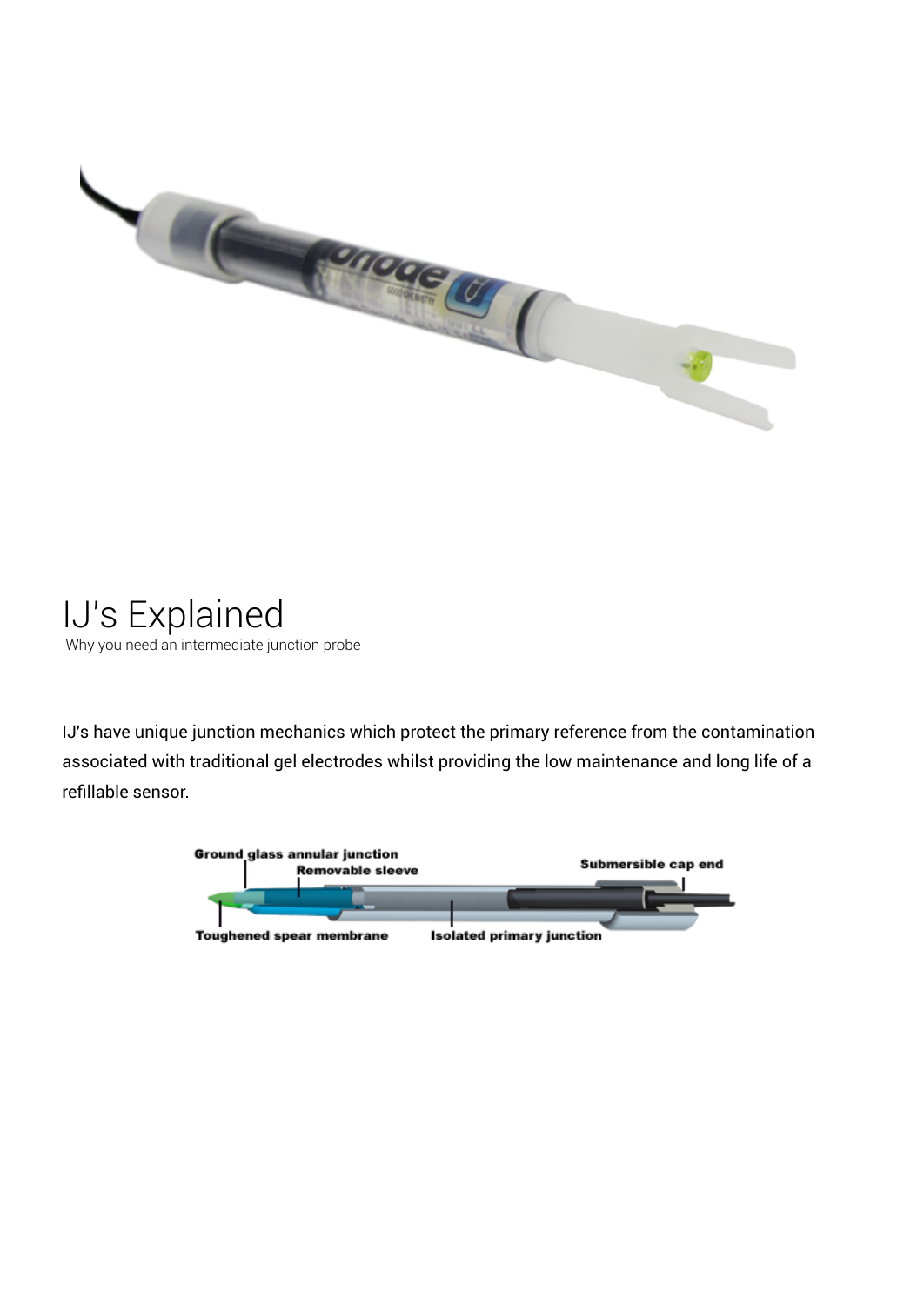# IJ's Explained

Why you need an intermediate junction probe

IJ's have unique junction mechanics which protect the primary reference from the contamination associated with traditional gel electrodes whilst providing the low maintenance and long life of a refillable sensor.

Ground glass annular junction

Removable sleeve

Submersible cap end

Toughened spear membrane

Isolated primary junction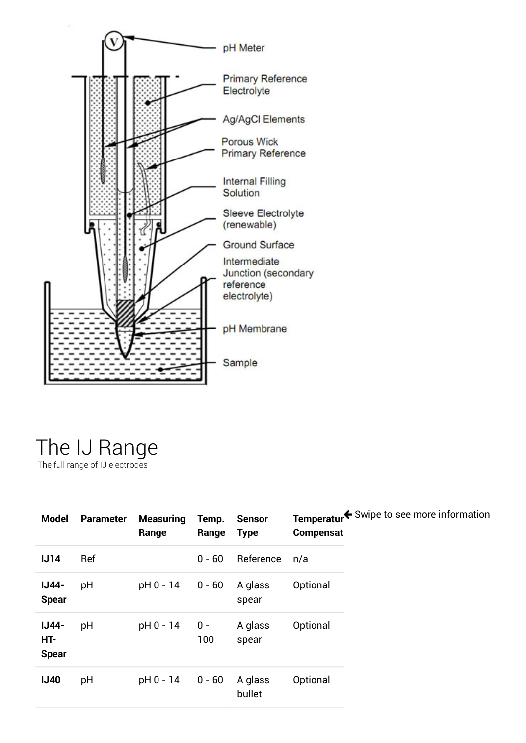pH Meter

Primary Reference Electrolyte

Ag/AgCl Elements

Porous Wick Primary Reference

Internal Filling Solution

Sleeve Electrolyte (renewable)

Ground Surface

Intermediate Junction (secondary reference electrolyte)

pH Membrane

Sample

# The IJ Range

The full range of IJ electrodes

← Swipe to see more information

| Model | Parameter | Measuring Range | Temp. Range | Sensor Type | Temperatur Compensat |
|---|---|---|---|---|---|
| **IJ14** | Ref | | 0 - 60 | Reference | n/a |
| **IJ44-Spear** | pH | pH 0 - 14 | 0 - 60 | A glass spear | Optional |
| **IJ44-HT-Spear** | pH | pH 0 - 14 | 0 - 100 | A glass spear | Optional |
| **IJ40** | pH | pH 0 - 14 | 0 - 60 | A glass bullet | Optional |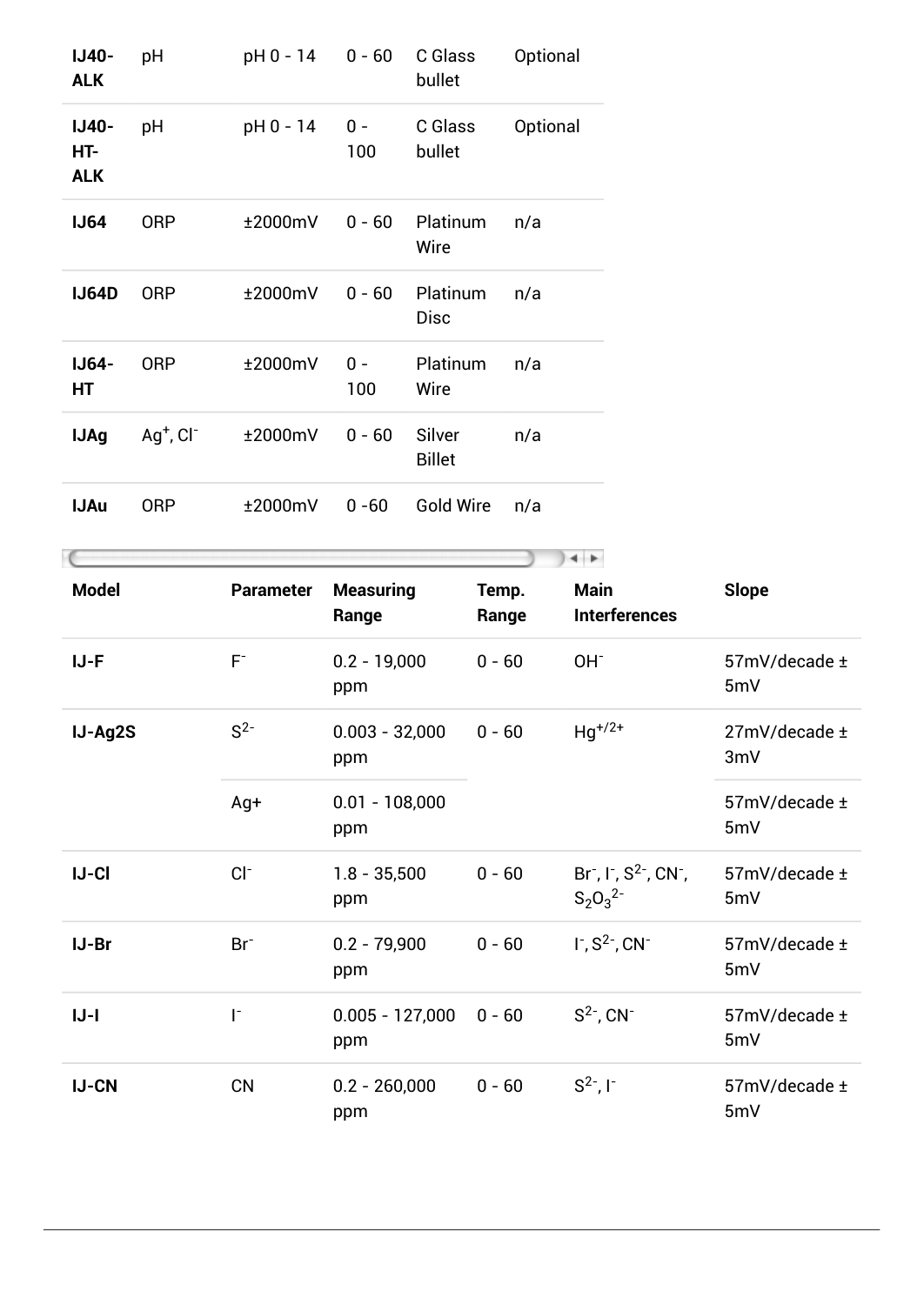| | | | | | |
|---|---|---|---|---|---|
| **IJ40-ALK** | pH | pH 0 - 14 | 0 - 60 | C Glass bullet | Optional |
| **IJ40-HT-ALK** | pH | pH 0 - 14 | 0 - 100 | C Glass bullet | Optional |
| **IJ64** | ORP | ±2000mV | 0 - 60 | Platinum Wire | n/a |
| **IJ64D** | ORP | ±2000mV | 0 - 60 | Platinum Disc | n/a |
| **IJ64-HT** | ORP | ±2000mV | 0 - 100 | Platinum Wire | n/a |
| **IJAg** | $Ag^+$, $Cl^-$ | ±2000mV | 0 - 60 | Silver Billet | n/a |
| **IJAu** | ORP | ±2000mV | 0 -60 | Gold Wire | n/a |

| Model | Parameter | Measuring Range | Temp. Range | Main Interferences | Slope |
|---|---|---|---|---|---|
| **IJ-F** | $F^-$ | 0.2 - 19,000 ppm | 0 - 60 | $OH^-$ | 57mV/decade ± 5mV |
| **IJ-Ag2S** | $S^{2-}$ | 0.003 - 32,000 ppm | 0 - 60 | $Hg^{+/2+}$ | 27mV/decade ± 3mV |
| | Ag+ | 0.01 - 108,000 ppm | | | 57mV/decade ± 5mV |
| **IJ-Cl** | $Cl^-$ | 1.8 - 35,500 ppm | 0 - 60 | $Br^-$, $I^-$, $S^{2-}$, $CN^-$, $S_2O_3^{2-}$ | 57mV/decade ± 5mV |
| **IJ-Br** | $Br^-$ | 0.2 - 79,900 ppm | 0 - 60 | $I^-$, $S^{2-}$, $CN^-$ | 57mV/decade ± 5mV |
| **IJ-I** | $I^-$ | 0.005 - 127,000 ppm | 0 - 60 | $S^{2-}$, $CN^-$ | 57mV/decade ± 5mV |
| **IJ-CN** | CN | 0.2 - 260,000 ppm | 0 - 60 | $S^{2-}$, $I^-$ | 57mV/decade ± 5mV |